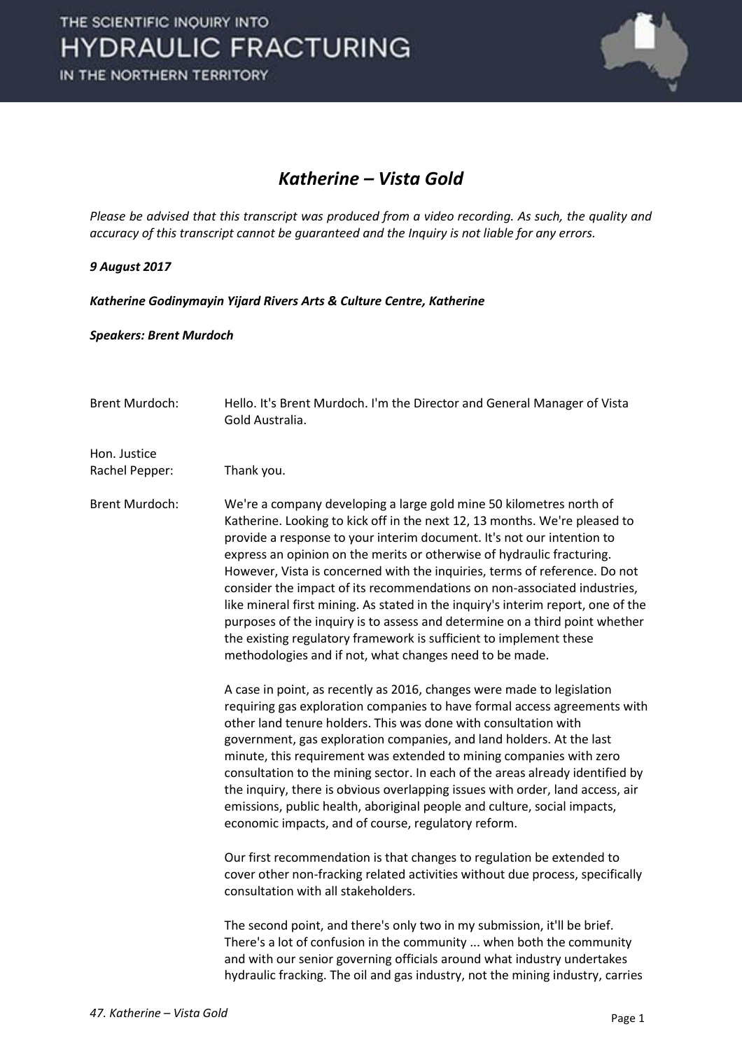# Katherine – Vista Gold

*Please be advised that this transcript was produced from a video recording. As such, the quality and accuracy of this transcript cannot be guaranteed and the Inquiry is not liable for any errors.*

***9 August 2017***

***Katherine Godinymayin Yijard Rivers Arts & Culture Centre, Katherine***

***Speakers: Brent Murdoch***

Brent Murdoch: Hello. It's Brent Murdoch. I'm the Director and General Manager of Vista Gold Australia.

Hon. Justice Rachel Pepper: Thank you.

Brent Murdoch: We're a company developing a large gold mine 50 kilometres north of Katherine. Looking to kick off in the next 12, 13 months. We're pleased to provide a response to your interim document. It's not our intention to express an opinion on the merits or otherwise of hydraulic fracturing. However, Vista is concerned with the inquiries, terms of reference. Do not consider the impact of its recommendations on non-associated industries, like mineral first mining. As stated in the inquiry's interim report, one of the purposes of the inquiry is to assess and determine on a third point whether the existing regulatory framework is sufficient to implement these methodologies and if not, what changes need to be made.

A case in point, as recently as 2016, changes were made to legislation requiring gas exploration companies to have formal access agreements with other land tenure holders. This was done with consultation with government, gas exploration companies, and land holders. At the last minute, this requirement was extended to mining companies with zero consultation to the mining sector. In each of the areas already identified by the inquiry, there is obvious overlapping issues with order, land access, air emissions, public health, aboriginal people and culture, social impacts, economic impacts, and of course, regulatory reform.

Our first recommendation is that changes to regulation be extended to cover other non-fracking related activities without due process, specifically consultation with all stakeholders.

The second point, and there's only two in my submission, it'll be brief. There's a lot of confusion in the community ... when both the community and with our senior governing officials around what industry undertakes hydraulic fracking. The oil and gas industry, not the mining industry, carries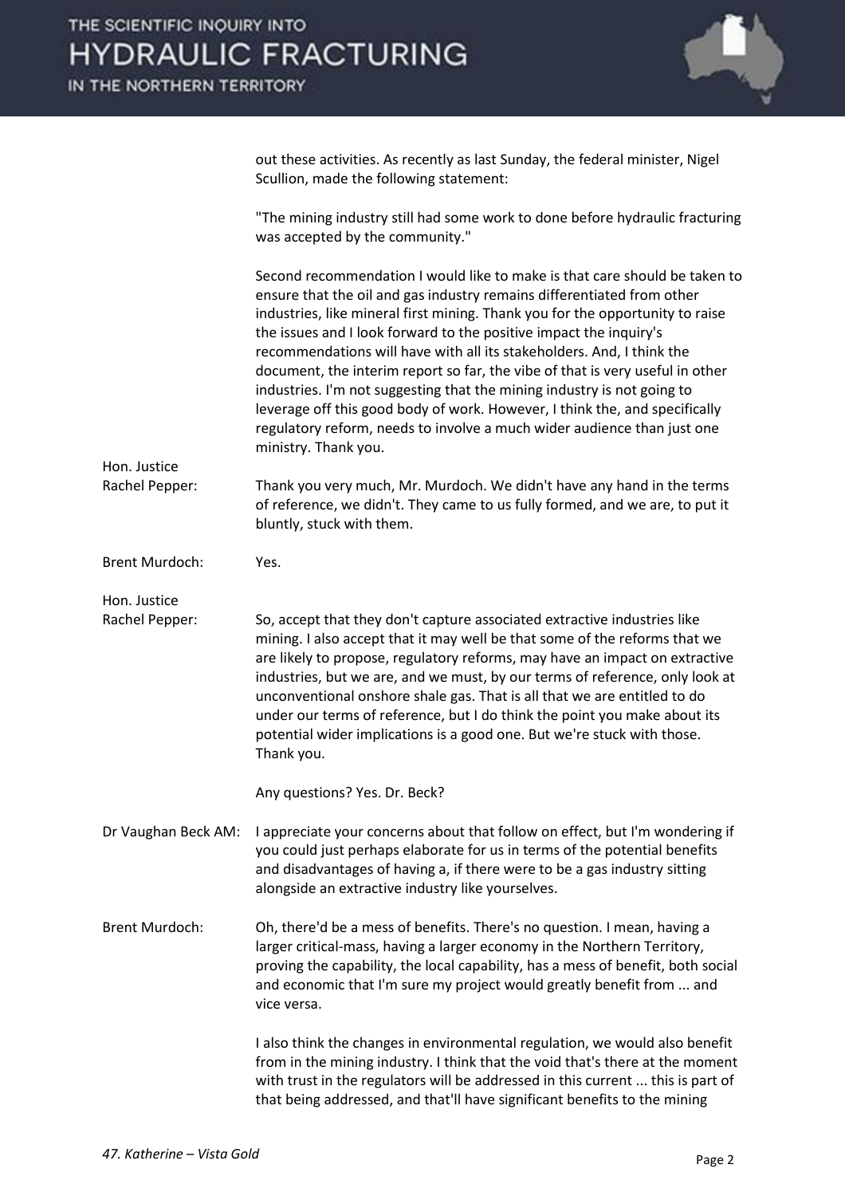out these activities. As recently as last Sunday, the federal minister, Nigel Scullion, made the following statement:

"The mining industry still had some work to done before hydraulic fracturing was accepted by the community."

Second recommendation I would like to make is that care should be taken to ensure that the oil and gas industry remains differentiated from other industries, like mineral first mining. Thank you for the opportunity to raise the issues and I look forward to the positive impact the inquiry's recommendations will have with all its stakeholders. And, I think the document, the interim report so far, the vibe of that is very useful in other industries. I'm not suggesting that the mining industry is not going to leverage off this good body of work. However, I think the, and specifically regulatory reform, needs to involve a much wider audience than just one ministry. Thank you.

**Hon. Justice Rachel Pepper:** Thank you very much, Mr. Murdoch. We didn't have any hand in the terms of reference, we didn't. They came to us fully formed, and we are, to put it bluntly, stuck with them.

**Brent Murdoch:** Yes.

**Hon. Justice Rachel Pepper:** So, accept that they don't capture associated extractive industries like mining. I also accept that it may well be that some of the reforms that we are likely to propose, regulatory reforms, may have an impact on extractive industries, but we are, and we must, by our terms of reference, only look at unconventional onshore shale gas. That is all that we are entitled to do under our terms of reference, but I do think the point you make about its potential wider implications is a good one. But we're stuck with those. Thank you.

Any questions? Yes. Dr. Beck?

**Dr Vaughan Beck AM:** I appreciate your concerns about that follow on effect, but I'm wondering if you could just perhaps elaborate for us in terms of the potential benefits and disadvantages of having a, if there were to be a gas industry sitting alongside an extractive industry like yourselves.

**Brent Murdoch:** Oh, there'd be a mess of benefits. There's no question. I mean, having a larger critical-mass, having a larger economy in the Northern Territory, proving the capability, the local capability, has a mess of benefit, both social and economic that I'm sure my project would greatly benefit from ... and vice versa.

I also think the changes in environmental regulation, we would also benefit from in the mining industry. I think that the void that's there at the moment with trust in the regulators will be addressed in this current ... this is part of that being addressed, and that'll have significant benefits to the mining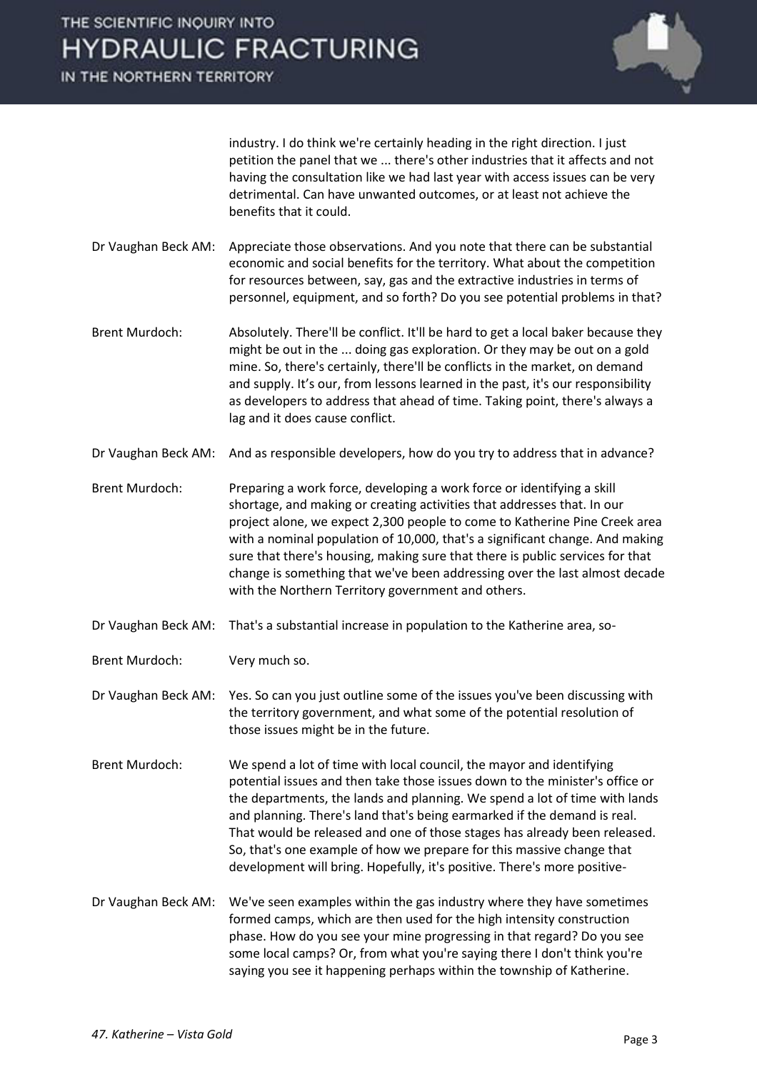industry. I do think we're certainly heading in the right direction. I just petition the panel that we ... there's other industries that it affects and not having the consultation like we had last year with access issues can be very detrimental. Can have unwanted outcomes, or at least not achieve the benefits that it could.

Dr Vaughan Beck AM: Appreciate those observations. And you note that there can be substantial economic and social benefits for the territory. What about the competition for resources between, say, gas and the extractive industries in terms of personnel, equipment, and so forth? Do you see potential problems in that?

Brent Murdoch: Absolutely. There'll be conflict. It'll be hard to get a local baker because they might be out in the ... doing gas exploration. Or they may be out on a gold mine. So, there's certainly, there'll be conflicts in the market, on demand and supply. It's our, from lessons learned in the past, it's our responsibility as developers to address that ahead of time. Taking point, there's always a lag and it does cause conflict.

Dr Vaughan Beck AM: And as responsible developers, how do you try to address that in advance?

Brent Murdoch: Preparing a work force, developing a work force or identifying a skill shortage, and making or creating activities that addresses that. In our project alone, we expect 2,300 people to come to Katherine Pine Creek area with a nominal population of 10,000, that's a significant change. And making sure that there's housing, making sure that there is public services for that change is something that we've been addressing over the last almost decade with the Northern Territory government and others.

Dr Vaughan Beck AM: That's a substantial increase in population to the Katherine area, so-

Brent Murdoch: Very much so.

Dr Vaughan Beck AM: Yes. So can you just outline some of the issues you've been discussing with the territory government, and what some of the potential resolution of those issues might be in the future.

Brent Murdoch: We spend a lot of time with local council, the mayor and identifying potential issues and then take those issues down to the minister's office or the departments, the lands and planning. We spend a lot of time with lands and planning. There's land that's being earmarked if the demand is real. That would be released and one of those stages has already been released. So, that's one example of how we prepare for this massive change that development will bring. Hopefully, it's positive. There's more positive-

Dr Vaughan Beck AM: We've seen examples within the gas industry where they have sometimes formed camps, which are then used for the high intensity construction phase. How do you see your mine progressing in that regard? Do you see some local camps? Or, from what you're saying there I don't think you're saying you see it happening perhaps within the township of Katherine.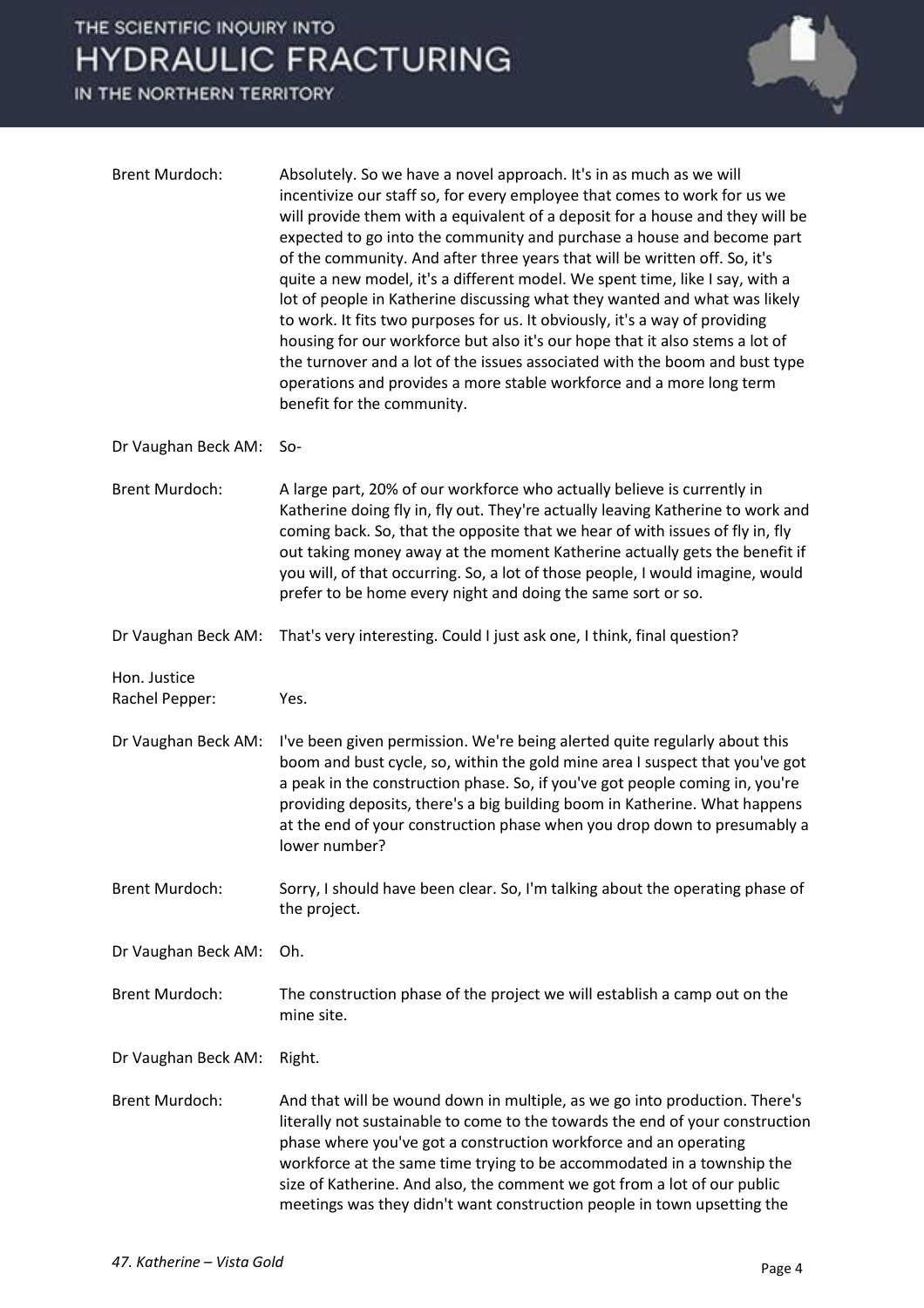Brent Murdoch: Absolutely. So we have a novel approach. It's in as much as we will incentivize our staff so, for every employee that comes to work for us we will provide them with a equivalent of a deposit for a house and they will be expected to go into the community and purchase a house and become part of the community. And after three years that will be written off. So, it's quite a new model, it's a different model. We spent time, like I say, with a lot of people in Katherine discussing what they wanted and what was likely to work. It fits two purposes for us. It obviously, it's a way of providing housing for our workforce but also it's our hope that it also stems a lot of the turnover and a lot of the issues associated with the boom and bust type operations and provides a more stable workforce and a more long term benefit for the community.

Dr Vaughan Beck AM: So-

Brent Murdoch: A large part, 20% of our workforce who actually believe is currently in Katherine doing fly in, fly out. They're actually leaving Katherine to work and coming back. So, that the opposite that we hear of with issues of fly in, fly out taking money away at the moment Katherine actually gets the benefit if you will, of that occurring. So, a lot of those people, I would imagine, would prefer to be home every night and doing the same sort or so.

Dr Vaughan Beck AM: That's very interesting. Could I just ask one, I think, final question?

Hon. Justice Rachel Pepper: Yes.

Dr Vaughan Beck AM: I've been given permission. We're being alerted quite regularly about this boom and bust cycle, so, within the gold mine area I suspect that you've got a peak in the construction phase. So, if you've got people coming in, you're providing deposits, there's a big building boom in Katherine. What happens at the end of your construction phase when you drop down to presumably a lower number?

Brent Murdoch: Sorry, I should have been clear. So, I'm talking about the operating phase of the project.

Dr Vaughan Beck AM: Oh.

Brent Murdoch: The construction phase of the project we will establish a camp out on the mine site.

Dr Vaughan Beck AM: Right.

Brent Murdoch: And that will be wound down in multiple, as we go into production. There's literally not sustainable to come to the towards the end of your construction phase where you've got a construction workforce and an operating workforce at the same time trying to be accommodated in a township the size of Katherine. And also, the comment we got from a lot of our public meetings was they didn't want construction people in town upsetting the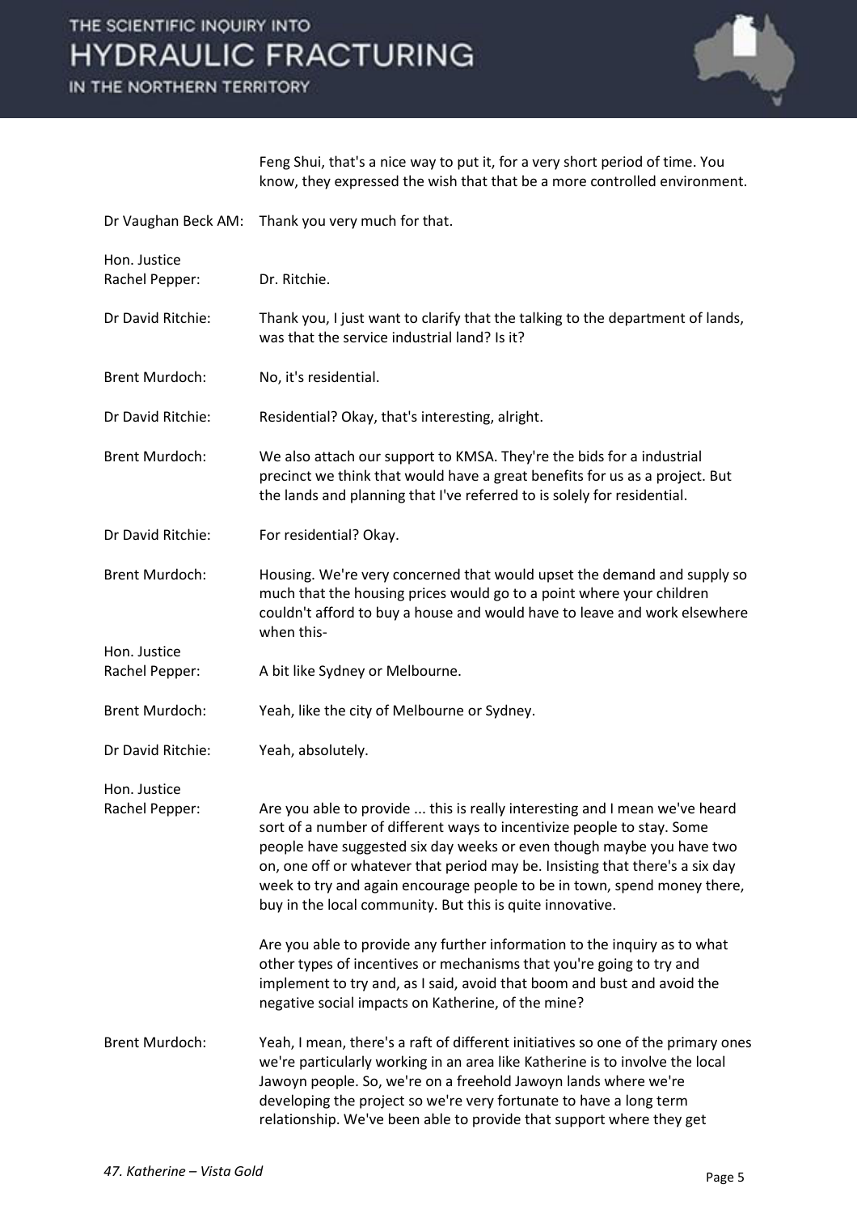Feng Shui, that's a nice way to put it, for a very short period of time. You know, they expressed the wish that that be a more controlled environment.

Dr Vaughan Beck AM: Thank you very much for that.

Hon. Justice Rachel Pepper: Dr. Ritchie.

Dr David Ritchie: Thank you, I just want to clarify that the talking to the department of lands, was that the service industrial land? Is it?

Brent Murdoch: No, it's residential.

Dr David Ritchie: Residential? Okay, that's interesting, alright.

Brent Murdoch: We also attach our support to KMSA. They're the bids for a industrial precinct we think that would have a great benefits for us as a project. But the lands and planning that I've referred to is solely for residential.

Dr David Ritchie: For residential? Okay.

Brent Murdoch: Housing. We're very concerned that would upset the demand and supply so much that the housing prices would go to a point where your children couldn't afford to buy a house and would have to leave and work elsewhere when this-

Hon. Justice Rachel Pepper: A bit like Sydney or Melbourne.

Brent Murdoch: Yeah, like the city of Melbourne or Sydney.

Dr David Ritchie: Yeah, absolutely.

Hon. Justice Rachel Pepper: Are you able to provide ... this is really interesting and I mean we've heard sort of a number of different ways to incentivize people to stay. Some people have suggested six day weeks or even though maybe you have two on, one off or whatever that period may be. Insisting that there's a six day week to try and again encourage people to be in town, spend money there, buy in the local community. But this is quite innovative.

Are you able to provide any further information to the inquiry as to what other types of incentives or mechanisms that you're going to try and implement to try and, as I said, avoid that boom and bust and avoid the negative social impacts on Katherine, of the mine?

Brent Murdoch: Yeah, I mean, there's a raft of different initiatives so one of the primary ones we're particularly working in an area like Katherine is to involve the local Jawoyn people. So, we're on a freehold Jawoyn lands where we're developing the project so we're very fortunate to have a long term relationship. We've been able to provide that support where they get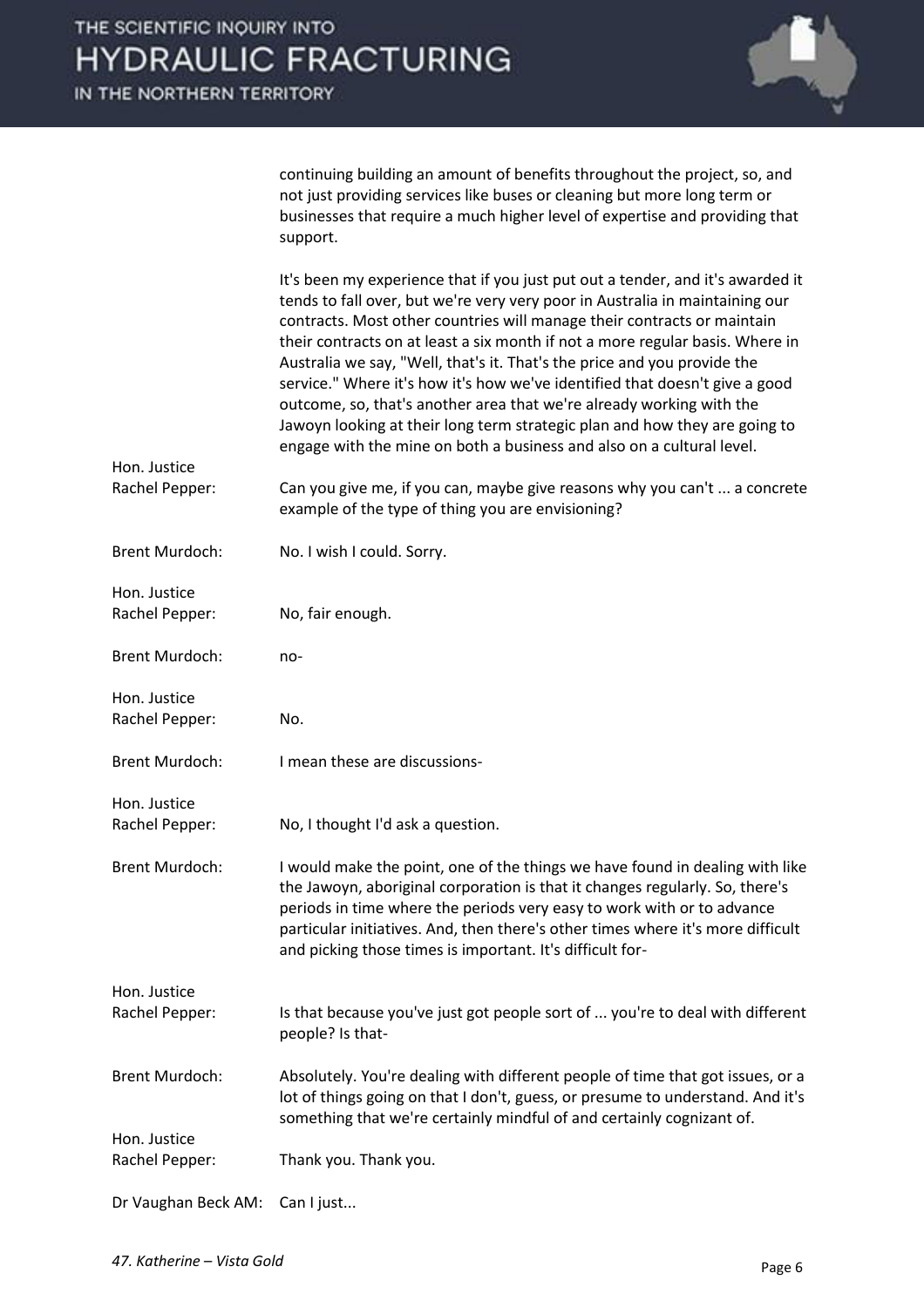| | |
|---|---|
| | continuing building an amount of benefits throughout the project, so, and not just providing services like buses or cleaning but more long term or businesses that require a much higher level of expertise and providing that support. |
| | It's been my experience that if you just put out a tender, and it's awarded it tends to fall over, but we're very very poor in Australia in maintaining our contracts. Most other countries will manage their contracts or maintain their contracts on at least a six month if not a more regular basis. Where in Australia we say, "Well, that's it. That's the price and you provide the service." Where it's how it's how we've identified that doesn't give a good outcome, so, that's another area that we're already working with the Jawoyn looking at their long term strategic plan and how they are going to engage with the mine on both a business and also on a cultural level. |
| Hon. Justice Rachel Pepper: | Can you give me, if you can, maybe give reasons why you can't ... a concrete example of the type of thing you are envisioning? |
| Brent Murdoch: | No. I wish I could. Sorry. |
| Hon. Justice Rachel Pepper: | No, fair enough. |
| Brent Murdoch: | no- |
| Hon. Justice Rachel Pepper: | No. |
| Brent Murdoch: | I mean these are discussions- |
| Hon. Justice Rachel Pepper: | No, I thought I'd ask a question. |
| Brent Murdoch: | I would make the point, one of the things we have found in dealing with like the Jawoyn, aboriginal corporation is that it changes regularly. So, there's periods in time where the periods very easy to work with or to advance particular initiatives. And, then there's other times where it's more difficult and picking those times is important. It's difficult for- |
| Hon. Justice Rachel Pepper: | Is that because you've just got people sort of ... you're to deal with different people? Is that- |
| Brent Murdoch: | Absolutely. You're dealing with different people of time that got issues, or a lot of things going on that I don't, guess, or presume to understand. And it's something that we're certainly mindful of and certainly cognizant of. |
| Hon. Justice Rachel Pepper: | Thank you. Thank you. |
| Dr Vaughan Beck AM: | Can I just... |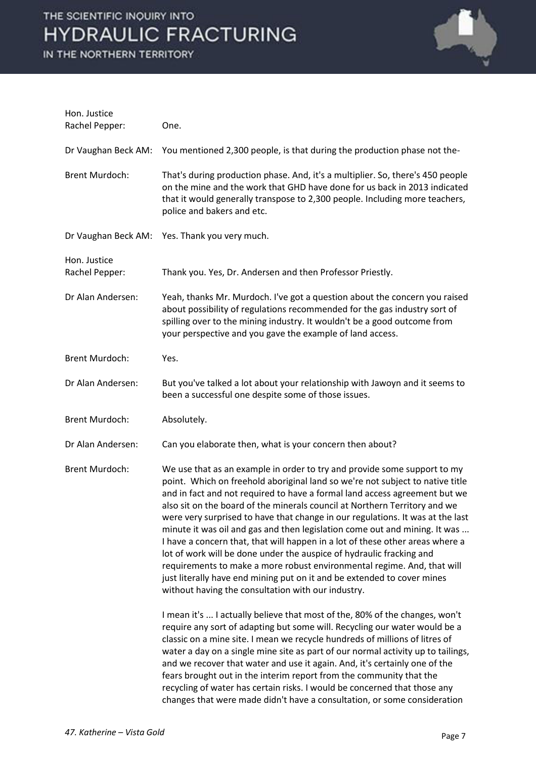**Hon. Justice Rachel Pepper:** One.

**Dr Vaughan Beck AM:** You mentioned 2,300 people, is that during the production phase not the-

**Brent Murdoch:** That's during production phase. And, it's a multiplier. So, there's 450 people on the mine and the work that GHD have done for us back in 2013 indicated that it would generally transpose to 2,300 people. Including more teachers, police and bakers and etc.

**Dr Vaughan Beck AM:** Yes. Thank you very much.

**Hon. Justice Rachel Pepper:** Thank you. Yes, Dr. Andersen and then Professor Priestly.

**Dr Alan Andersen:** Yeah, thanks Mr. Murdoch. I've got a question about the concern you raised about possibility of regulations recommended for the gas industry sort of spilling over to the mining industry. It wouldn't be a good outcome from your perspective and you gave the example of land access.

**Brent Murdoch:** Yes.

**Dr Alan Andersen:** But you've talked a lot about your relationship with Jawoyn and it seems to been a successful one despite some of those issues.

**Brent Murdoch:** Absolutely.

**Dr Alan Andersen:** Can you elaborate then, what is your concern then about?

**Brent Murdoch:** We use that as an example in order to try and provide some support to my point. Which on freehold aboriginal land so we're not subject to native title and in fact and not required to have a formal land access agreement but we also sit on the board of the minerals council at Northern Territory and we were very surprised to have that change in our regulations. It was at the last minute it was oil and gas and then legislation come out and mining. It was ... I have a concern that, that will happen in a lot of these other areas where a lot of work will be done under the auspice of hydraulic fracking and requirements to make a more robust environmental regime. And, that will just literally have end mining put on it and be extended to cover mines without having the consultation with our industry.

I mean it's ... I actually believe that most of the, 80% of the changes, won't require any sort of adapting but some will. Recycling our water would be a classic on a mine site. I mean we recycle hundreds of millions of litres of water a day on a single mine site as part of our normal activity up to tailings, and we recover that water and use it again. And, it's certainly one of the fears brought out in the interim report from the community that the recycling of water has certain risks. I would be concerned that those any changes that were made didn't have a consultation, or some consideration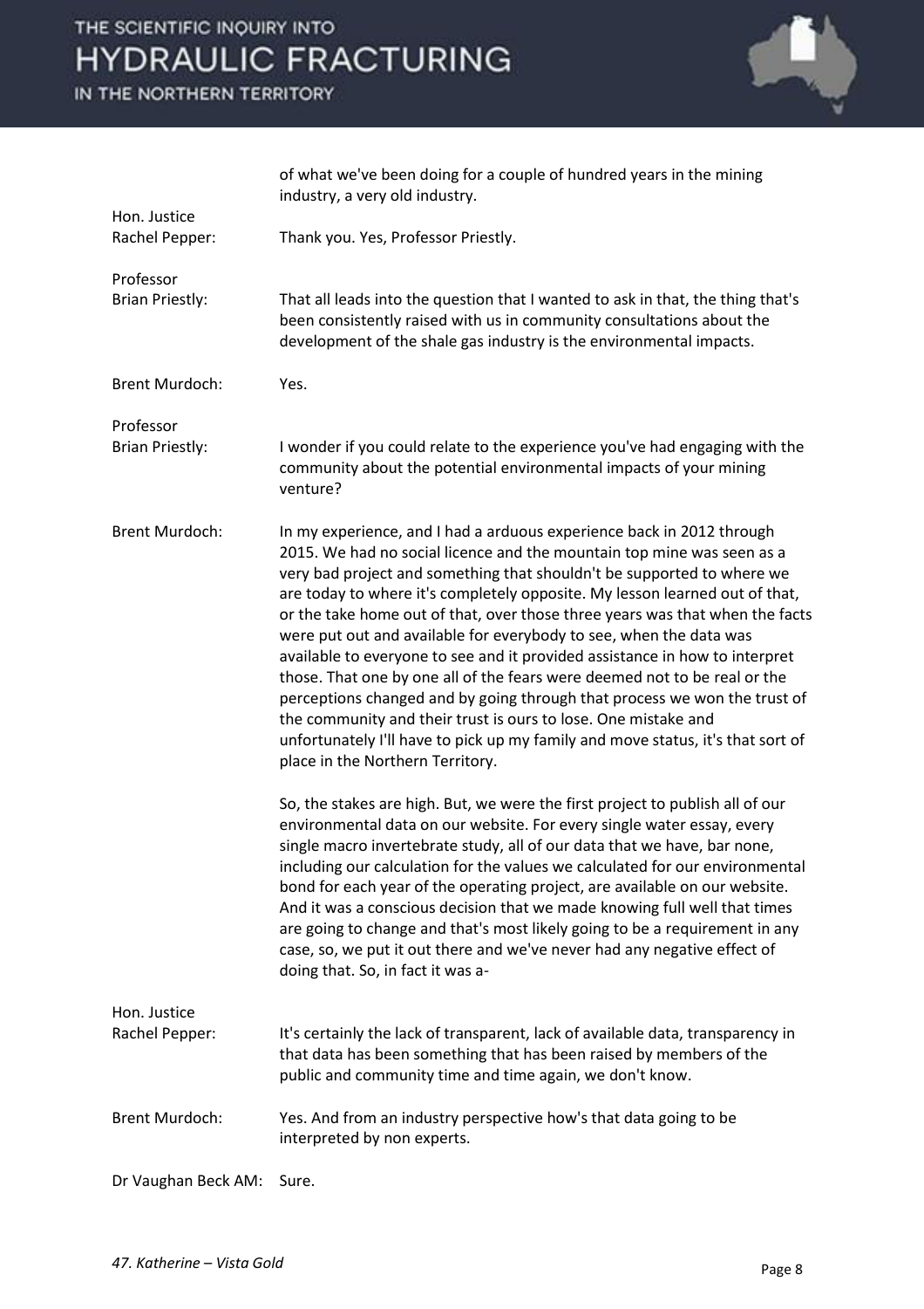of what we've been doing for a couple of hundred years in the mining industry, a very old industry.

**Hon. Justice Rachel Pepper:** Thank you. Yes, Professor Priestly.

**Professor Brian Priestly:** That all leads into the question that I wanted to ask in that, the thing that's been consistently raised with us in community consultations about the development of the shale gas industry is the environmental impacts.

**Brent Murdoch:** Yes.

**Professor Brian Priestly:** I wonder if you could relate to the experience you've had engaging with the community about the potential environmental impacts of your mining venture?

**Brent Murdoch:** In my experience, and I had a arduous experience back in 2012 through 2015. We had no social licence and the mountain top mine was seen as a very bad project and something that shouldn't be supported to where we are today to where it's completely opposite. My lesson learned out of that, or the take home out of that, over those three years was that when the facts were put out and available for everybody to see, when the data was available to everyone to see and it provided assistance in how to interpret those. That one by one all of the fears were deemed not to be real or the perceptions changed and by going through that process we won the trust of the community and their trust is ours to lose. One mistake and unfortunately I'll have to pick up my family and move status, it's that sort of place in the Northern Territory.

So, the stakes are high. But, we were the first project to publish all of our environmental data on our website. For every single water essay, every single macro invertebrate study, all of our data that we have, bar none, including our calculation for the values we calculated for our environmental bond for each year of the operating project, are available on our website. And it was a conscious decision that we made knowing full well that times are going to change and that's most likely going to be a requirement in any case, so, we put it out there and we've never had any negative effect of doing that. So, in fact it was a-

**Hon. Justice Rachel Pepper:** It's certainly the lack of transparent, lack of available data, transparency in that data has been something that has been raised by members of the public and community time and time again, we don't know.

**Brent Murdoch:** Yes. And from an industry perspective how's that data going to be interpreted by non experts.

**Dr Vaughan Beck AM:** Sure.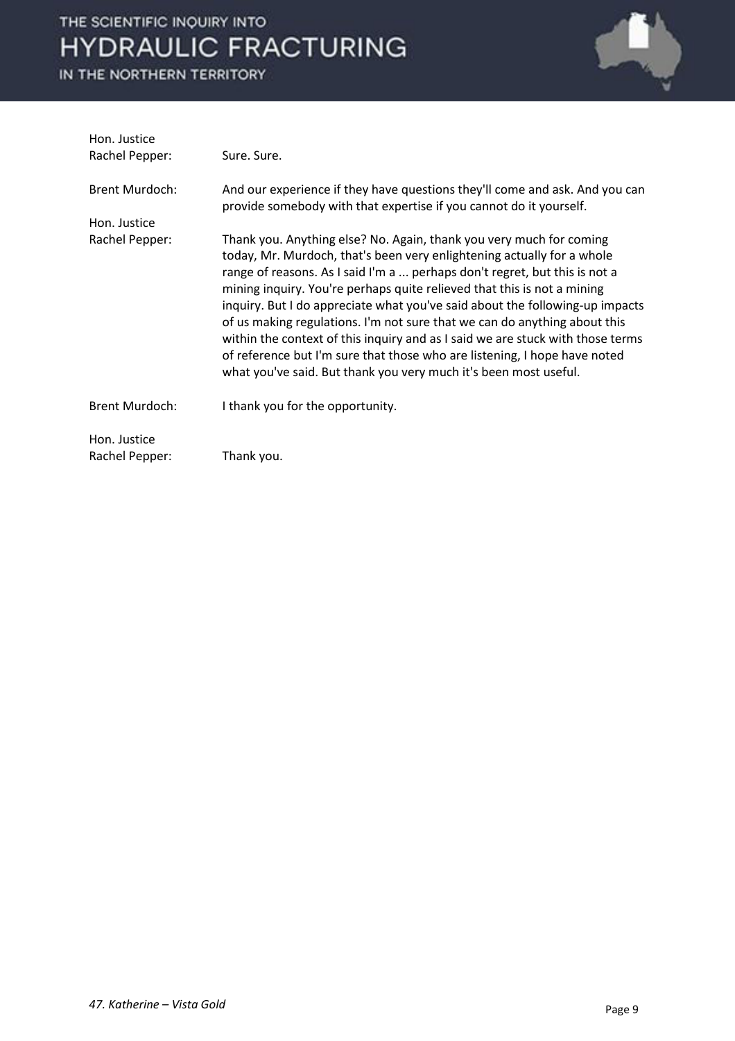Hon. Justice Rachel Pepper: Sure. Sure.

Brent Murdoch: And our experience if they have questions they'll come and ask. And you can provide somebody with that expertise if you cannot do it yourself.

Hon. Justice Rachel Pepper: Thank you. Anything else? No. Again, thank you very much for coming today, Mr. Murdoch, that's been very enlightening actually for a whole range of reasons. As I said I'm a ... perhaps don't regret, but this is not a mining inquiry. You're perhaps quite relieved that this is not a mining inquiry. But I do appreciate what you've said about the following-up impacts of us making regulations. I'm not sure that we can do anything about this within the context of this inquiry and as I said we are stuck with those terms of reference but I'm sure that those who are listening, I hope have noted what you've said. But thank you very much it's been most useful.

Brent Murdoch: I thank you for the opportunity.

Hon. Justice Rachel Pepper: Thank you.